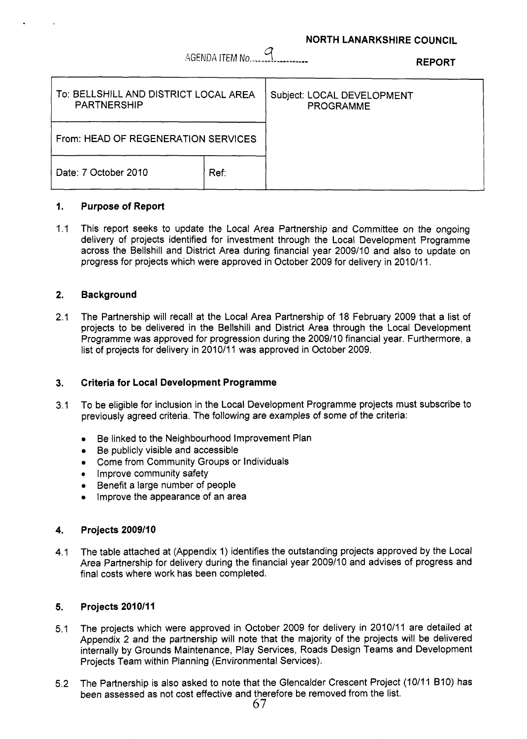**NORTH LANARKSHIRE COUNCIL**

AGENDA ITEM No. 9

**REPORT**

| To: BELLSHILL AND DISTRICT LOCAL AREA PARTNERSHIP | | Subject: LOCAL DEVELOPMENT PROGRAMME |
|---|---|---|
| From: HEAD OF REGENERATION SERVICES | | |
| Date: 7 October 2010 | Ref: | |

## 1. Purpose of Report

1.1 This report seeks to update the Local Area Partnership and Committee on the ongoing delivery of projects identified for investment through the Local Development Programme across the Bellshill and District Area during financial year 2009/10 and also to update on progress for projects which were approved in October 2009 for delivery in 2010/11.

## 2. Background

2.1 The Partnership will recall at the Local Area Partnership of 18 February 2009 that a list of projects to be delivered in the Bellshill and District Area through the Local Development Programme was approved for progression during the 2009/10 financial year. Furthermore, a list of projects for delivery in 2010/11 was approved in October 2009.

## 3. Criteria for Local Development Programme

3.1 To be eligible for inclusion in the Local Development Programme projects must subscribe to previously agreed criteria. The following are examples of some of the criteria:

- Be linked to the Neighbourhood Improvement Plan
- Be publicly visible and accessible
- Come from Community Groups or Individuals
- Improve community safety
- Benefit a large number of people
- Improve the appearance of an area

## 4. Projects 2009/10

4.1 The table attached at (Appendix 1) identifies the outstanding projects approved by the Local Area Partnership for delivery during the financial year 2009/10 and advises of progress and final costs where work has been completed.

## 5. Projects 2010/11

5.1 The projects which were approved in October 2009 for delivery in 2010/11 are detailed at Appendix 2 and the partnership will note that the majority of the projects will be delivered internally by Grounds Maintenance, Play Services, Roads Design Teams and Development Projects Team within Planning (Environmental Services).

5.2 The Partnership is also asked to note that the Glencalder Crescent Project (10/11 B10) has been assessed as not cost effective and therefore be removed from the list.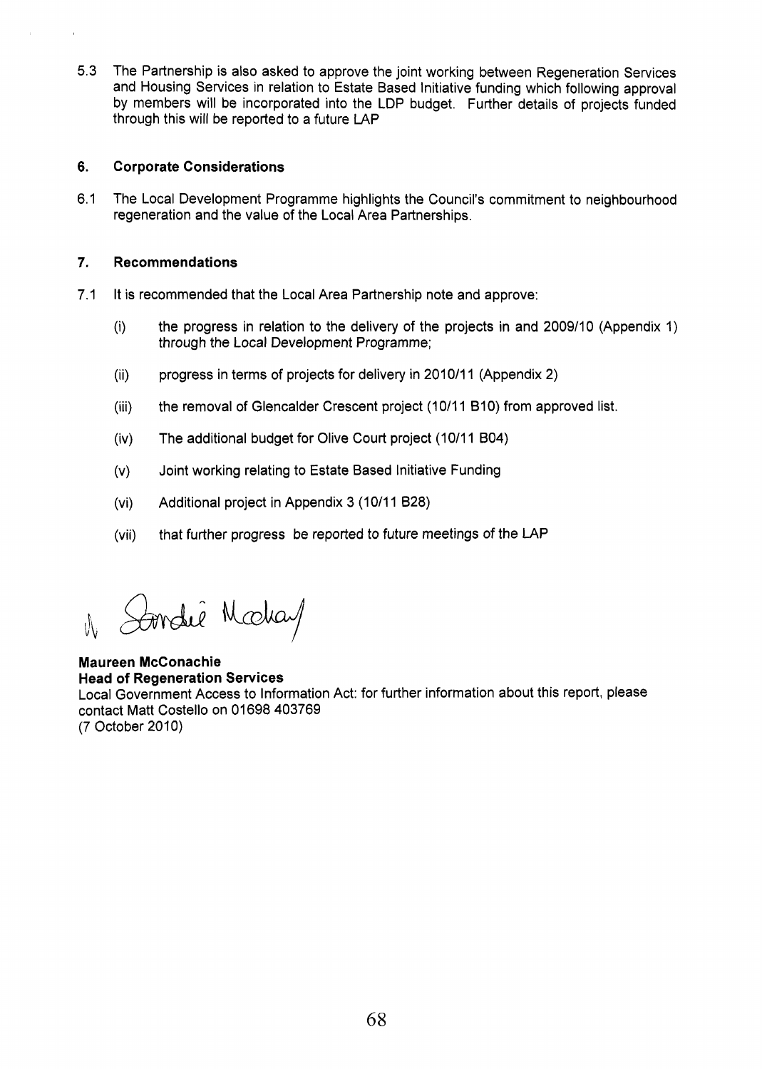5.3 The Partnership is also asked to approve the joint working between Regeneration Services and Housing Services in relation to Estate Based Initiative funding which following approval by members will be incorporated into the LDP budget. Further details of projects funded through this will be reported to a future LAP

## 6. Corporate Considerations

6.1 The Local Development Programme highlights the Council's commitment to neighbourhood regeneration and the value of the Local Area Partnerships.

## 7. Recommendations

7.1 It is recommended that the Local Area Partnership note and approve:

- (i) the progress in relation to the delivery of the projects in and 2009/10 (Appendix 1) through the Local Development Programme;
- (ii) progress in terms of projects for delivery in 2010/11 (Appendix 2)
- (iii) the removal of Glencalder Crescent project (10/11 B10) from approved list.
- (iv) The additional budget for Olive Court project (10/11 B04)
- (v) Joint working relating to Estate Based Initiative Funding
- (vi) Additional project in Appendix 3 (10/11 B28)
- (vii) that further progress be reported to future meetings of the LAP

**Maureen McConachie**
**Head of Regeneration Services**
Local Government Access to Information Act: for further information about this report, please contact Matt Costello on 01698 403769
(7 October 2010)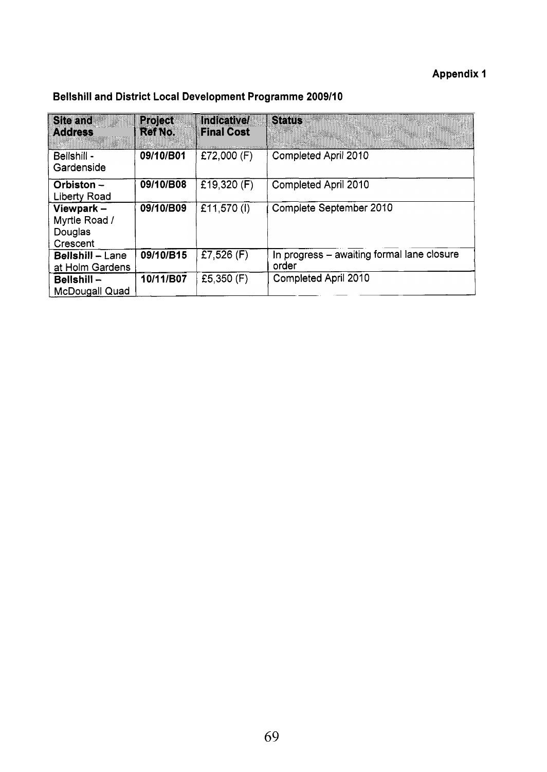**Appendix 1**

**Bellshill and District Local Development Programme 2009/10**

| Site and Address | Project Ref No. | Indicative/ Final Cost | Status |
|---|---|---|---|
| Bellshill - Gardenside | **09/10/B01** | £72,000 (F) | Completed April 2010 |
| **Orbiston** – Liberty Road | **09/10/B08** | £19,320 (F) | Completed April 2010 |
| **Viewpark** – Myrtle Road / Douglas Crescent | **09/10/B09** | £11,570 (I) | Complete September 2010 |
| **Bellshill** – Lane at Holm Gardens | **09/10/B15** | £7,526 (F) | In progress – awaiting formal lane closure order |
| **Bellshill** – McDougall Quad | **10/11/B07** | £5,350 (F) | Completed April 2010 |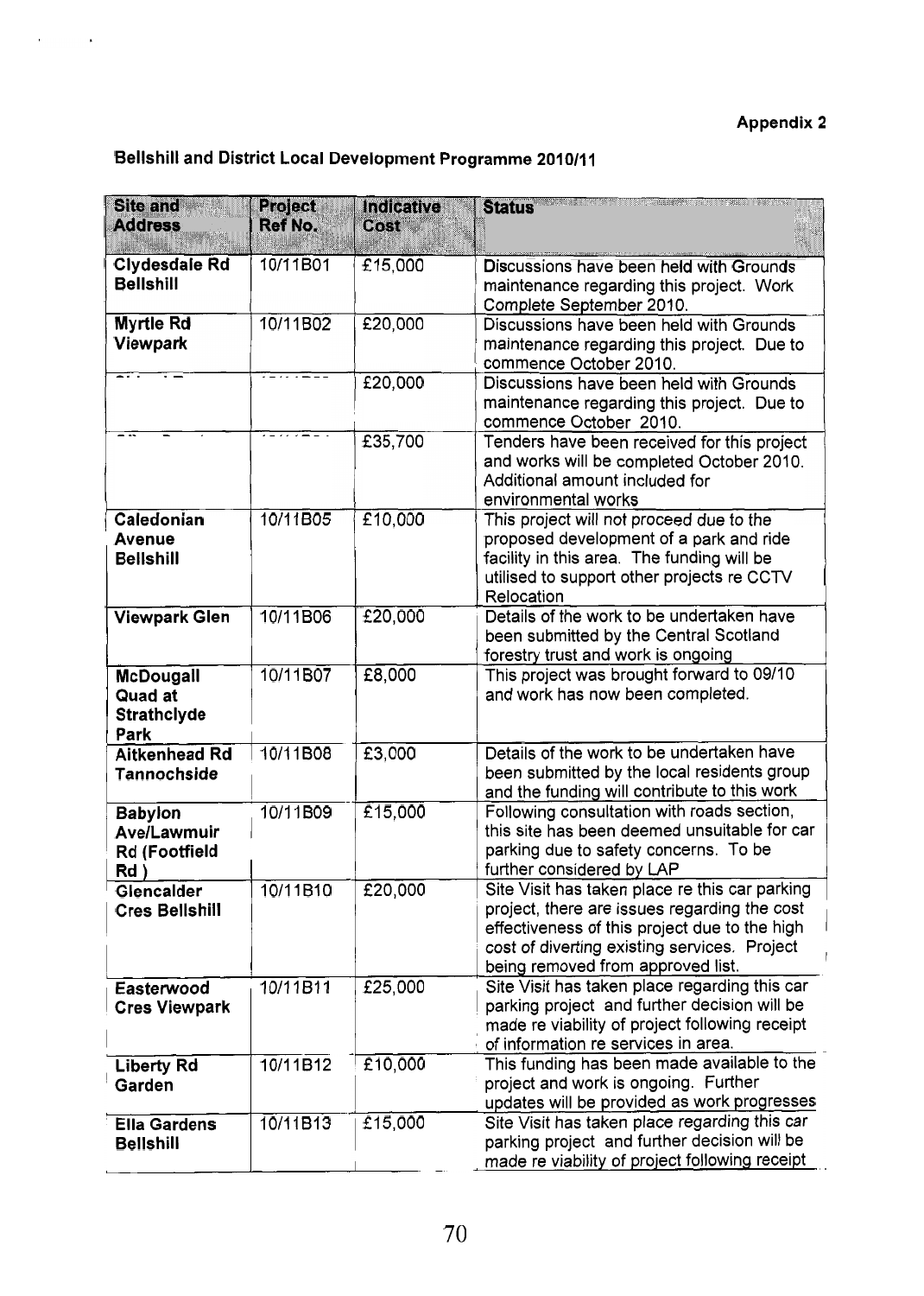**Appendix 2**

**Bellshill and District Local Development Programme 2010/11**

| Site and Address | Project Ref No. | Indicative Cost | Status |
|---|---|---|---|
| **Clydesdale Rd Bellshill** | 10/11B01 | £15,000 | Discussions have been held with Grounds maintenance regarding this project. Work Complete September 2010. |
| **Myrtle Rd Viewpark** | 10/11B02 | £20,000 | Discussions have been held with Grounds maintenance regarding this project. Due to commence October 2010. |
| | | £20,000 | Discussions have been held with Grounds maintenance regarding this project. Due to commence October 2010. |
| | | £35,700 | Tenders have been received for this project and works will be completed October 2010. Additional amount included for environmental works |
| **Caledonian Avenue Bellshill** | 10/11B05 | £10,000 | This project will not proceed due to the proposed development of a park and ride facility in this area. The funding will be utilised to support other projects re CCTV Relocation |
| **Viewpark Glen** | 10/11B06 | £20,000 | Details of the work to be undertaken have been submitted by the Central Scotland forestry trust and work is ongoing |
| **McDougall Quad at Strathclyde Park** | 10/11B07 | £8,000 | This project was brought forward to 09/10 and work has now been completed. |
| **Aitkenhead Rd Tannochside** | 10/11B08 | £3,000 | Details of the work to be undertaken have been submitted by the local residents group and the funding will contribute to this work |
| **Babylon Ave/Lawmuir Rd (Footfield Rd )** | 10/11B09 | £15,000 | Following consultation with roads section, this site has been deemed unsuitable for car parking due to safety concerns. To be further considered by LAP |
| **Glencalder Cres Bellshill** | 10/11B10 | £20,000 | Site Visit has taken place re this car parking project, there are issues regarding the cost effectiveness of this project due to the high cost of diverting existing services. Project being removed from approved list. |
| **Easterwood Cres Viewpark** | 10/11B11 | £25,000 | Site Visit has taken place regarding this car parking project and further decision will be made re viability of project following receipt of information re services in area. |
| **Liberty Rd Garden** | 10/11B12 | £10,000 | This funding has been made available to the project and work is ongoing. Further updates will be provided as work progresses |
| **Ella Gardens Bellshill** | 10/11B13 | £15,000 | Site Visit has taken place regarding this car parking project and further decision will be made re viability of project following receipt |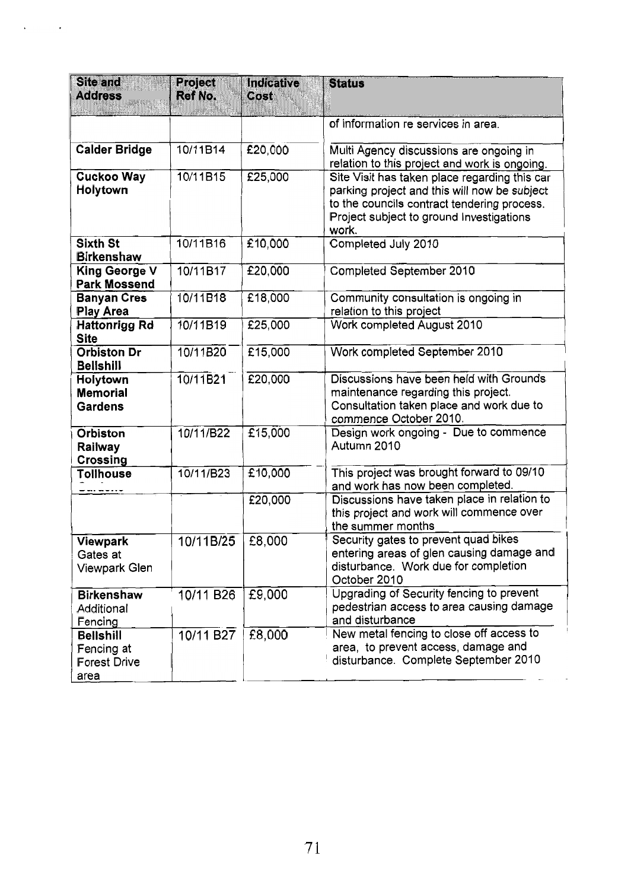| Site and Address | Project Ref No. | Indicative Cost | Status |
|---|---|---|---|
| | | | of information re services in area. |
| **Calder Bridge** | 10/11B14 | £20,000 | Multi Agency discussions are ongoing in relation to this project and work is ongoing. |
| **Cuckoo Way Holytown** | 10/11B15 | £25,000 | Site Visit has taken place regarding this car parking project and this will now be subject to the councils contract tendering process. Project subject to ground Investigations work. |
| **Sixth St Birkenshaw** | 10/11B16 | £10,000 | Completed July 2010 |
| **King George V Park Mossend** | 10/11B17 | £20,000 | Completed September 2010 |
| **Banyan Cres Play Area** | 10/11B18 | £18,000 | Community consultation is ongoing in relation to this project |
| **Hattonrigg Rd Site** | 10/11B19 | £25,000 | Work completed August 2010 |
| **Orbiston Dr Bellshill** | 10/11B20 | £15,000 | Work completed September 2010 |
| **Holytown Memorial Gardens** | 10/11B21 | £20,000 | Discussions have been held with Grounds maintenance regarding this project. Consultation taken place and work due to commence October 2010. |
| **Orbiston Railway Crossing** | 10/11/B22 | £15,000 | Design work ongoing - Due to commence Autumn 2010 |
| **Tollhouse Gardens** | 10/11/B23 | £10,000 | This project was brought forward to 09/10 and work has now been completed. |
| | | £20,000 | Discussions have taken place in relation to this project and work will commence over the summer months |
| **Viewpark** Gates at Viewpark Glen | 10/11B/25 | £8,000 | Security gates to prevent quad bikes entering areas of glen causing damage and disturbance. Work due for completion October 2010 |
| **Birkenshaw** Additional Fencing | 10/11 B26 | £9,000 | Upgrading of Security fencing to prevent pedestrian access to area causing damage and disturbance |
| **Bellshill** Fencing at Forest Drive area | 10/11 B27 | £8,000 | New metal fencing to close off access to area, to prevent access, damage and disturbance. Complete September 2010 |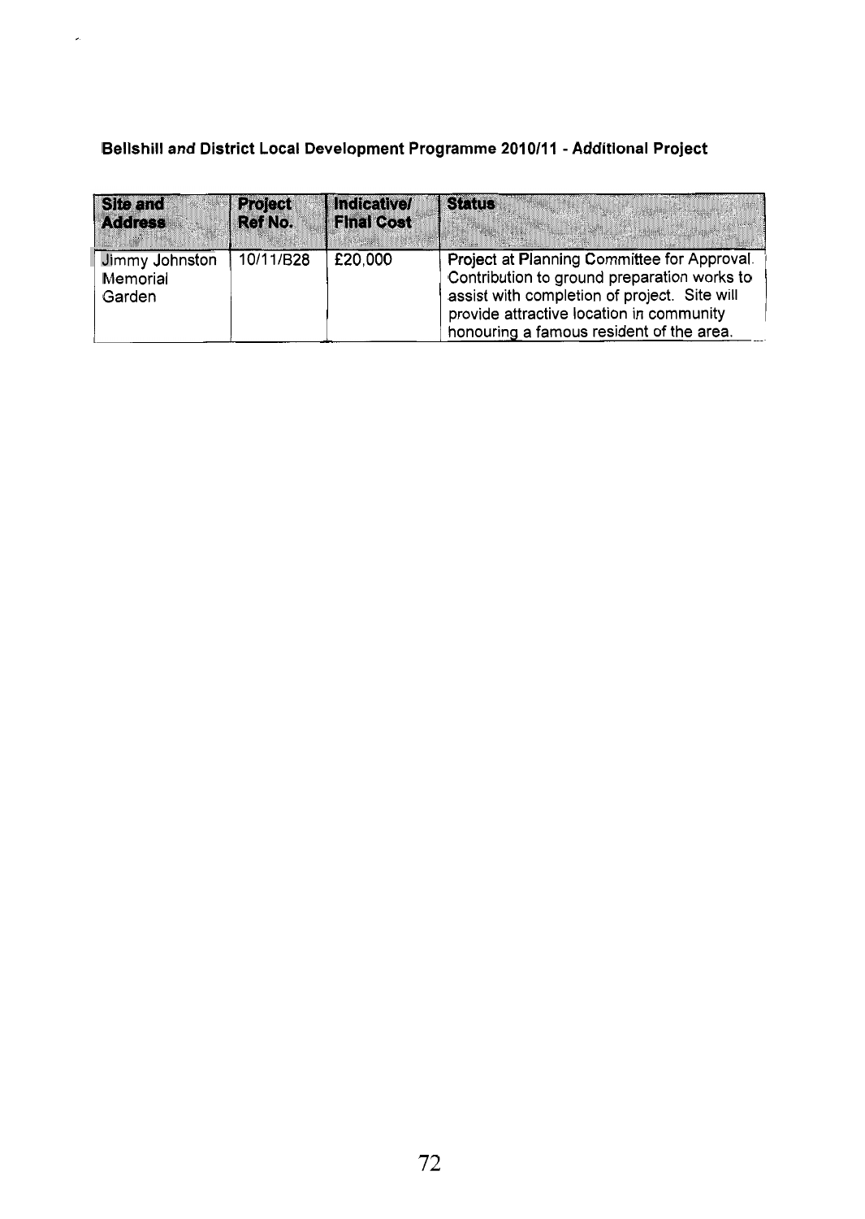**Bellshill and District Local Development Programme 2010/11 - Additional Project**

| Site and Address | Project Ref No. | Indicative/ Final Cost | Status |
|---|---|---|---|
| Jimmy Johnston Memorial Garden | 10/11/B28 | £20,000 | Project at Planning Committee for Approval. Contribution to ground preparation works to assist with completion of project. Site will provide attractive location in community honouring a famous resident of the area. |